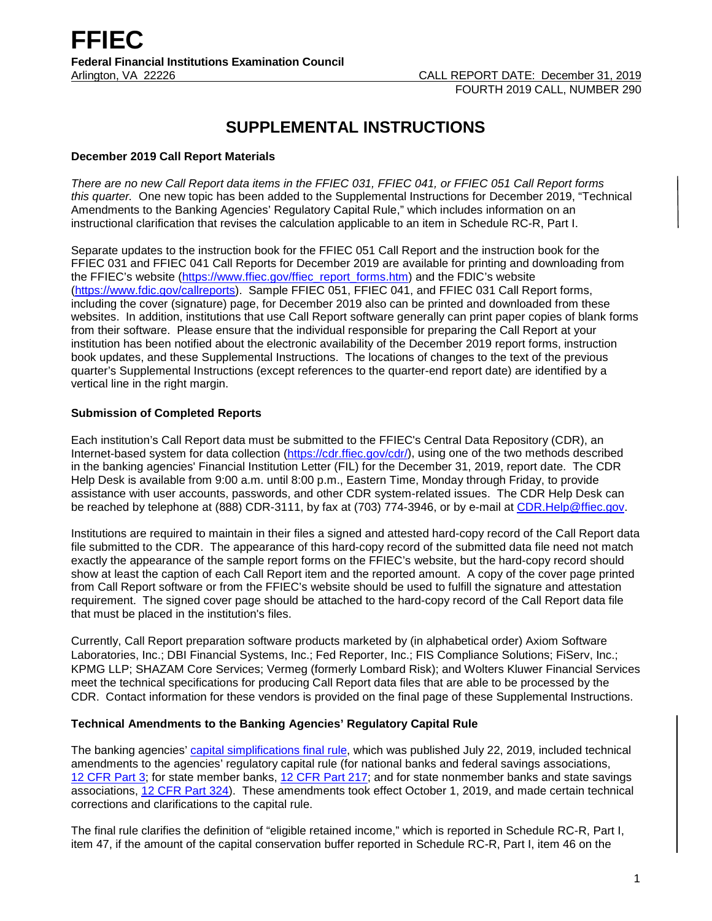# FFIEC

**Federal Financial Institutions Examination Council**

Arlington, VA 22226

CALL REPORT DATE: December 31, 2019

FOURTH 2019 CALL, NUMBER 290

## SUPPLEMENTAL INSTRUCTIONS

### December 2019 Call Report Materials

*There are no new Call Report data items in the FFIEC 031, FFIEC 041, or FFIEC 051 Call Report forms this quarter.* One new topic has been added to the Supplemental Instructions for December 2019, "Technical Amendments to the Banking Agencies' Regulatory Capital Rule," which includes information on an instructional clarification that revises the calculation applicable to an item in Schedule RC-R, Part I.

Separate updates to the instruction book for the FFIEC 051 Call Report and the instruction book for the FFIEC 031 and FFIEC 041 Call Reports for December 2019 are available for printing and downloading from the FFIEC's website (https://www.ffiec.gov/ffiec_report_forms.htm) and the FDIC's website (https://www.fdic.gov/callreports). Sample FFIEC 051, FFIEC 041, and FFIEC 031 Call Report forms, including the cover (signature) page, for December 2019 also can be printed and downloaded from these websites. In addition, institutions that use Call Report software generally can print paper copies of blank forms from their software. Please ensure that the individual responsible for preparing the Call Report at your institution has been notified about the electronic availability of the December 2019 report forms, instruction book updates, and these Supplemental Instructions. The locations of changes to the text of the previous quarter's Supplemental Instructions (except references to the quarter-end report date) are identified by a vertical line in the right margin.

### Submission of Completed Reports

Each institution's Call Report data must be submitted to the FFIEC's Central Data Repository (CDR), an Internet-based system for data collection (https://cdr.ffiec.gov/cdr/), using one of the two methods described in the banking agencies' Financial Institution Letter (FIL) for the December 31, 2019, report date. The CDR Help Desk is available from 9:00 a.m. until 8:00 p.m., Eastern Time, Monday through Friday, to provide assistance with user accounts, passwords, and other CDR system-related issues. The CDR Help Desk can be reached by telephone at (888) CDR-3111, by fax at (703) 774-3946, or by e-mail at CDR.Help@ffiec.gov.

Institutions are required to maintain in their files a signed and attested hard-copy record of the Call Report data file submitted to the CDR. The appearance of this hard-copy record of the submitted data file need not match exactly the appearance of the sample report forms on the FFIEC's website, but the hard-copy record should show at least the caption of each Call Report item and the reported amount. A copy of the cover page printed from Call Report software or from the FFIEC's website should be used to fulfill the signature and attestation requirement. The signed cover page should be attached to the hard-copy record of the Call Report data file that must be placed in the institution's files.

Currently, Call Report preparation software products marketed by (in alphabetical order) Axiom Software Laboratories, Inc.; DBI Financial Systems, Inc.; Fed Reporter, Inc.; FIS Compliance Solutions; FiServ, Inc.; KPMG LLP; SHAZAM Core Services; Vermeg (formerly Lombard Risk); and Wolters Kluwer Financial Services meet the technical specifications for producing Call Report data files that are able to be processed by the CDR. Contact information for these vendors is provided on the final page of these Supplemental Instructions.

### Technical Amendments to the Banking Agencies' Regulatory Capital Rule

The banking agencies' capital simplifications final rule, which was published July 22, 2019, included technical amendments to the agencies' regulatory capital rule (for national banks and federal savings associations, 12 CFR Part 3; for state member banks, 12 CFR Part 217; and for state nonmember banks and state savings associations, 12 CFR Part 324). These amendments took effect October 1, 2019, and made certain technical corrections and clarifications to the capital rule.

The final rule clarifies the definition of "eligible retained income," which is reported in Schedule RC-R, Part I, item 47, if the amount of the capital conservation buffer reported in Schedule RC-R, Part I, item 46 on the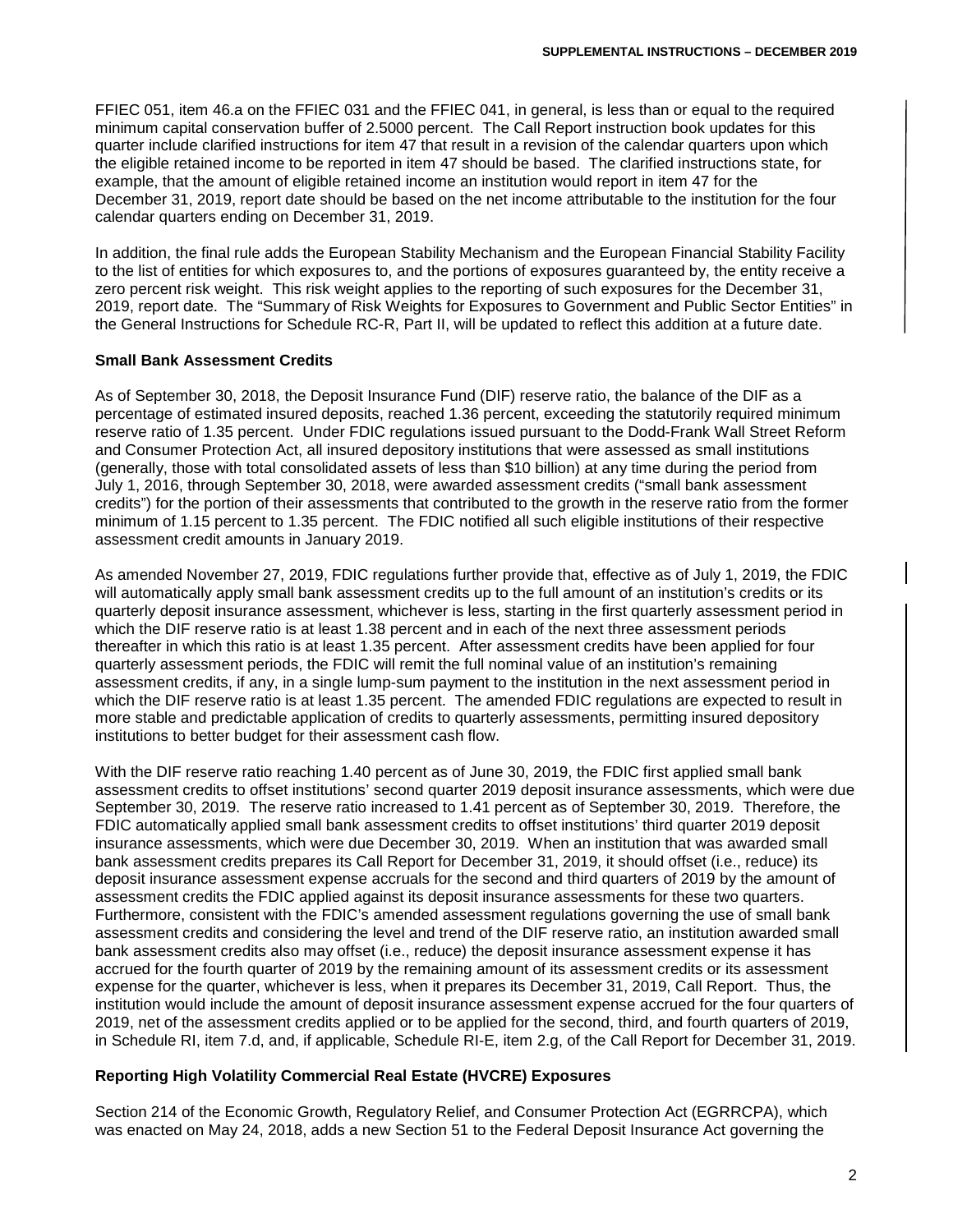FFIEC 051, item 46.a on the FFIEC 031 and the FFIEC 041, in general, is less than or equal to the required minimum capital conservation buffer of 2.5000 percent. The Call Report instruction book updates for this quarter include clarified instructions for item 47 that result in a revision of the calendar quarters upon which the eligible retained income to be reported in item 47 should be based. The clarified instructions state, for example, that the amount of eligible retained income an institution would report in item 47 for the December 31, 2019, report date should be based on the net income attributable to the institution for the four calendar quarters ending on December 31, 2019.

In addition, the final rule adds the European Stability Mechanism and the European Financial Stability Facility to the list of entities for which exposures to, and the portions of exposures guaranteed by, the entity receive a zero percent risk weight. This risk weight applies to the reporting of such exposures for the December 31, 2019, report date. The "Summary of Risk Weights for Exposures to Government and Public Sector Entities" in the General Instructions for Schedule RC-R, Part II, will be updated to reflect this addition at a future date.

**Small Bank Assessment Credits**

As of September 30, 2018, the Deposit Insurance Fund (DIF) reserve ratio, the balance of the DIF as a percentage of estimated insured deposits, reached 1.36 percent, exceeding the statutorily required minimum reserve ratio of 1.35 percent. Under FDIC regulations issued pursuant to the Dodd-Frank Wall Street Reform and Consumer Protection Act, all insured depository institutions that were assessed as small institutions (generally, those with total consolidated assets of less than $10 billion) at any time during the period from July 1, 2016, through September 30, 2018, were awarded assessment credits ("small bank assessment credits") for the portion of their assessments that contributed to the growth in the reserve ratio from the former minimum of 1.15 percent to 1.35 percent. The FDIC notified all such eligible institutions of their respective assessment credit amounts in January 2019.

As amended November 27, 2019, FDIC regulations further provide that, effective as of July 1, 2019, the FDIC will automatically apply small bank assessment credits up to the full amount of an institution's credits or its quarterly deposit insurance assessment, whichever is less, starting in the first quarterly assessment period in which the DIF reserve ratio is at least 1.38 percent and in each of the next three assessment periods thereafter in which this ratio is at least 1.35 percent. After assessment credits have been applied for four quarterly assessment periods, the FDIC will remit the full nominal value of an institution's remaining assessment credits, if any, in a single lump-sum payment to the institution in the next assessment period in which the DIF reserve ratio is at least 1.35 percent. The amended FDIC regulations are expected to result in more stable and predictable application of credits to quarterly assessments, permitting insured depository institutions to better budget for their assessment cash flow.

With the DIF reserve ratio reaching 1.40 percent as of June 30, 2019, the FDIC first applied small bank assessment credits to offset institutions' second quarter 2019 deposit insurance assessments, which were due September 30, 2019. The reserve ratio increased to 1.41 percent as of September 30, 2019. Therefore, the FDIC automatically applied small bank assessment credits to offset institutions' third quarter 2019 deposit insurance assessments, which were due December 30, 2019. When an institution that was awarded small bank assessment credits prepares its Call Report for December 31, 2019, it should offset (i.e., reduce) its deposit insurance assessment expense accruals for the second and third quarters of 2019 by the amount of assessment credits the FDIC applied against its deposit insurance assessments for these two quarters. Furthermore, consistent with the FDIC's amended assessment regulations governing the use of small bank assessment credits and considering the level and trend of the DIF reserve ratio, an institution awarded small bank assessment credits also may offset (i.e., reduce) the deposit insurance assessment expense it has accrued for the fourth quarter of 2019 by the remaining amount of its assessment credits or its assessment expense for the quarter, whichever is less, when it prepares its December 31, 2019, Call Report. Thus, the institution would include the amount of deposit insurance assessment expense accrued for the four quarters of 2019, net of the assessment credits applied or to be applied for the second, third, and fourth quarters of 2019, in Schedule RI, item 7.d, and, if applicable, Schedule RI-E, item 2.g, of the Call Report for December 31, 2019.

**Reporting High Volatility Commercial Real Estate (HVCRE) Exposures**

Section 214 of the Economic Growth, Regulatory Relief, and Consumer Protection Act (EGRRCPA), which was enacted on May 24, 2018, adds a new Section 51 to the Federal Deposit Insurance Act governing the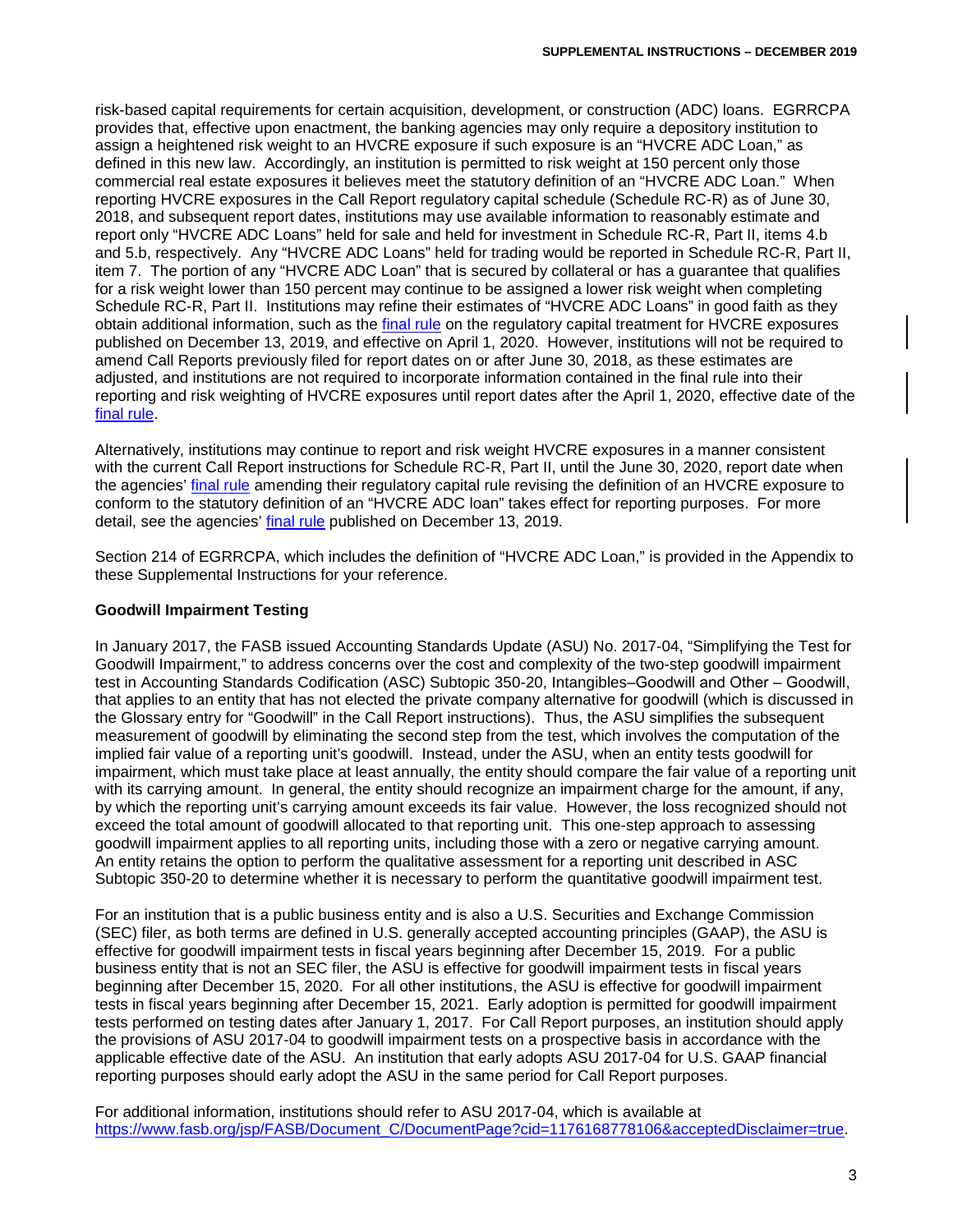risk-based capital requirements for certain acquisition, development, or construction (ADC) loans. EGRRCPA provides that, effective upon enactment, the banking agencies may only require a depository institution to assign a heightened risk weight to an HVCRE exposure if such exposure is an "HVCRE ADC Loan," as defined in this new law. Accordingly, an institution is permitted to risk weight at 150 percent only those commercial real estate exposures it believes meet the statutory definition of an "HVCRE ADC Loan." When reporting HVCRE exposures in the Call Report regulatory capital schedule (Schedule RC-R) as of June 30, 2018, and subsequent report dates, institutions may use available information to reasonably estimate and report only "HVCRE ADC Loans" held for sale and held for investment in Schedule RC-R, Part II, items 4.b and 5.b, respectively. Any "HVCRE ADC Loans" held for trading would be reported in Schedule RC-R, Part II, item 7. The portion of any "HVCRE ADC Loan" that is secured by collateral or has a guarantee that qualifies for a risk weight lower than 150 percent may continue to be assigned a lower risk weight when completing Schedule RC-R, Part II. Institutions may refine their estimates of "HVCRE ADC Loans" in good faith as they obtain additional information, such as the final rule on the regulatory capital treatment for HVCRE exposures published on December 13, 2019, and effective on April 1, 2020. However, institutions will not be required to amend Call Reports previously filed for report dates on or after June 30, 2018, as these estimates are adjusted, and institutions are not required to incorporate information contained in the final rule into their reporting and risk weighting of HVCRE exposures until report dates after the April 1, 2020, effective date of the final rule.

Alternatively, institutions may continue to report and risk weight HVCRE exposures in a manner consistent with the current Call Report instructions for Schedule RC-R, Part II, until the June 30, 2020, report date when the agencies' final rule amending their regulatory capital rule revising the definition of an HVCRE exposure to conform to the statutory definition of an "HVCRE ADC loan" takes effect for reporting purposes. For more detail, see the agencies' final rule published on December 13, 2019.

Section 214 of EGRRCPA, which includes the definition of "HVCRE ADC Loan," is provided in the Appendix to these Supplemental Instructions for your reference.

### Goodwill Impairment Testing

In January 2017, the FASB issued Accounting Standards Update (ASU) No. 2017-04, "Simplifying the Test for Goodwill Impairment," to address concerns over the cost and complexity of the two-step goodwill impairment test in Accounting Standards Codification (ASC) Subtopic 350-20, Intangibles–Goodwill and Other – Goodwill, that applies to an entity that has not elected the private company alternative for goodwill (which is discussed in the Glossary entry for "Goodwill" in the Call Report instructions). Thus, the ASU simplifies the subsequent measurement of goodwill by eliminating the second step from the test, which involves the computation of the implied fair value of a reporting unit's goodwill. Instead, under the ASU, when an entity tests goodwill for impairment, which must take place at least annually, the entity should compare the fair value of a reporting unit with its carrying amount. In general, the entity should recognize an impairment charge for the amount, if any, by which the reporting unit's carrying amount exceeds its fair value. However, the loss recognized should not exceed the total amount of goodwill allocated to that reporting unit. This one-step approach to assessing goodwill impairment applies to all reporting units, including those with a zero or negative carrying amount. An entity retains the option to perform the qualitative assessment for a reporting unit described in ASC Subtopic 350-20 to determine whether it is necessary to perform the quantitative goodwill impairment test.

For an institution that is a public business entity and is also a U.S. Securities and Exchange Commission (SEC) filer, as both terms are defined in U.S. generally accepted accounting principles (GAAP), the ASU is effective for goodwill impairment tests in fiscal years beginning after December 15, 2019. For a public business entity that is not an SEC filer, the ASU is effective for goodwill impairment tests in fiscal years beginning after December 15, 2020. For all other institutions, the ASU is effective for goodwill impairment tests in fiscal years beginning after December 15, 2021. Early adoption is permitted for goodwill impairment tests performed on testing dates after January 1, 2017. For Call Report purposes, an institution should apply the provisions of ASU 2017-04 to goodwill impairment tests on a prospective basis in accordance with the applicable effective date of the ASU. An institution that early adopts ASU 2017-04 for U.S. GAAP financial reporting purposes should early adopt the ASU in the same period for Call Report purposes.

For additional information, institutions should refer to ASU 2017-04, which is available at https://www.fasb.org/jsp/FASB/Document_C/DocumentPage?cid=1176168778106&acceptedDisclaimer=true.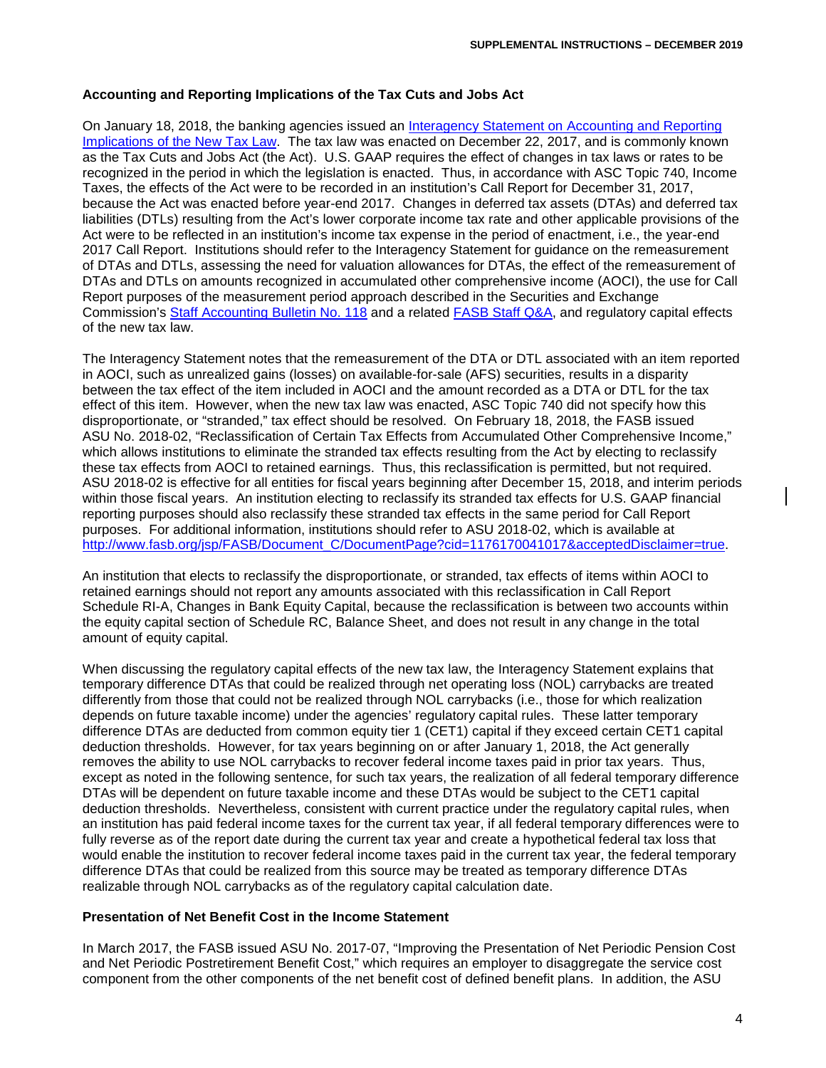### Accounting and Reporting Implications of the Tax Cuts and Jobs Act

On January 18, 2018, the banking agencies issued an [Interagency Statement on Accounting and Reporting Implications of the New Tax Law](). The tax law was enacted on December 22, 2017, and is commonly known as the Tax Cuts and Jobs Act (the Act). U.S. GAAP requires the effect of changes in tax laws or rates to be recognized in the period in which the legislation is enacted. Thus, in accordance with ASC Topic 740, Income Taxes, the effects of the Act were to be recorded in an institution's Call Report for December 31, 2017, because the Act was enacted before year-end 2017. Changes in deferred tax assets (DTAs) and deferred tax liabilities (DTLs) resulting from the Act's lower corporate income tax rate and other applicable provisions of the Act were to be reflected in an institution's income tax expense in the period of enactment, i.e., the year-end 2017 Call Report. Institutions should refer to the Interagency Statement for guidance on the remeasurement of DTAs and DTLs, assessing the need for valuation allowances for DTAs, the effect of the remeasurement of DTAs and DTLs on amounts recognized in accumulated other comprehensive income (AOCI), the use for Call Report purposes of the measurement period approach described in the Securities and Exchange Commission's [Staff Accounting Bulletin No. 118]() and a related [FASB Staff Q&A](), and regulatory capital effects of the new tax law.

The Interagency Statement notes that the remeasurement of the DTA or DTL associated with an item reported in AOCI, such as unrealized gains (losses) on available-for-sale (AFS) securities, results in a disparity between the tax effect of the item included in AOCI and the amount recorded as a DTA or DTL for the tax effect of this item. However, when the new tax law was enacted, ASC Topic 740 did not specify how this disproportionate, or "stranded," tax effect should be resolved. On February 18, 2018, the FASB issued ASU No. 2018-02, "Reclassification of Certain Tax Effects from Accumulated Other Comprehensive Income," which allows institutions to eliminate the stranded tax effects resulting from the Act by electing to reclassify these tax effects from AOCI to retained earnings. Thus, this reclassification is permitted, but not required. ASU 2018-02 is effective for all entities for fiscal years beginning after December 15, 2018, and interim periods within those fiscal years. An institution electing to reclassify its stranded tax effects for U.S. GAAP financial reporting purposes should also reclassify these stranded tax effects in the same period for Call Report purposes. For additional information, institutions should refer to ASU 2018-02, which is available at http://www.fasb.org/jsp/FASB/Document_C/DocumentPage?cid=1176170041017&acceptedDisclaimer=true.

An institution that elects to reclassify the disproportionate, or stranded, tax effects of items within AOCI to retained earnings should not report any amounts associated with this reclassification in Call Report Schedule RI-A, Changes in Bank Equity Capital, because the reclassification is between two accounts within the equity capital section of Schedule RC, Balance Sheet, and does not result in any change in the total amount of equity capital.

When discussing the regulatory capital effects of the new tax law, the Interagency Statement explains that temporary difference DTAs that could be realized through net operating loss (NOL) carrybacks are treated differently from those that could not be realized through NOL carrybacks (i.e., those for which realization depends on future taxable income) under the agencies' regulatory capital rules. These latter temporary difference DTAs are deducted from common equity tier 1 (CET1) capital if they exceed certain CET1 capital deduction thresholds. However, for tax years beginning on or after January 1, 2018, the Act generally removes the ability to use NOL carrybacks to recover federal income taxes paid in prior tax years. Thus, except as noted in the following sentence, for such tax years, the realization of all federal temporary difference DTAs will be dependent on future taxable income and these DTAs would be subject to the CET1 capital deduction thresholds. Nevertheless, consistent with current practice under the regulatory capital rules, when an institution has paid federal income taxes for the current tax year, if all federal temporary differences were to fully reverse as of the report date during the current tax year and create a hypothetical federal tax loss that would enable the institution to recover federal income taxes paid in the current tax year, the federal temporary difference DTAs that could be realized from this source may be treated as temporary difference DTAs realizable through NOL carrybacks as of the regulatory capital calculation date.

### Presentation of Net Benefit Cost in the Income Statement

In March 2017, the FASB issued ASU No. 2017-07, "Improving the Presentation of Net Periodic Pension Cost and Net Periodic Postretirement Benefit Cost," which requires an employer to disaggregate the service cost component from the other components of the net benefit cost of defined benefit plans. In addition, the ASU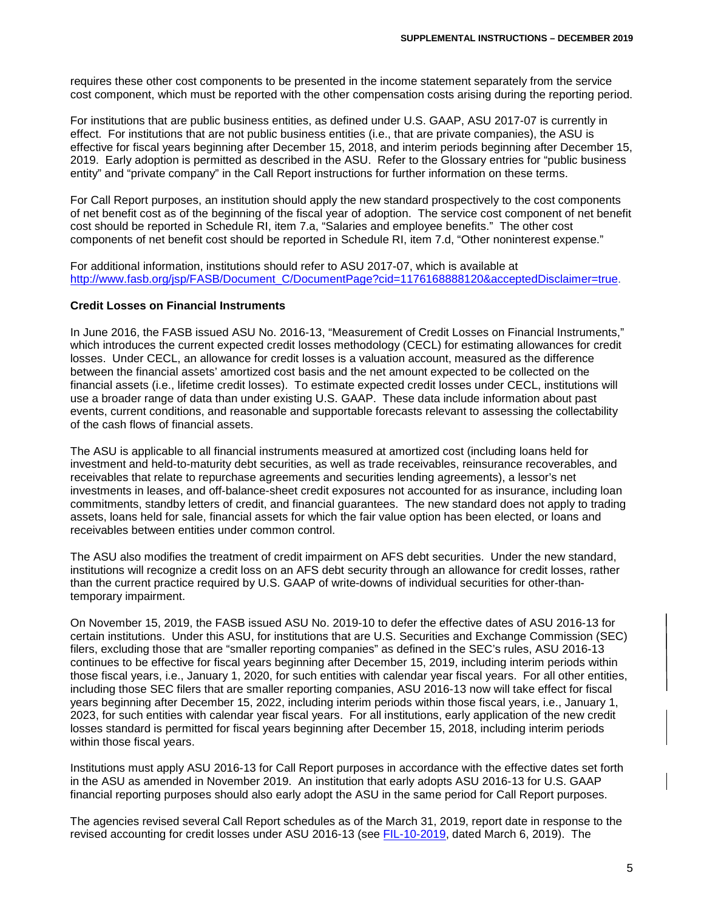requires these other cost components to be presented in the income statement separately from the service cost component, which must be reported with the other compensation costs arising during the reporting period.

For institutions that are public business entities, as defined under U.S. GAAP, ASU 2017-07 is currently in effect. For institutions that are not public business entities (i.e., that are private companies), the ASU is effective for fiscal years beginning after December 15, 2018, and interim periods beginning after December 15, 2019. Early adoption is permitted as described in the ASU. Refer to the Glossary entries for "public business entity" and "private company" in the Call Report instructions for further information on these terms.

For Call Report purposes, an institution should apply the new standard prospectively to the cost components of net benefit cost as of the beginning of the fiscal year of adoption. The service cost component of net benefit cost should be reported in Schedule RI, item 7.a, "Salaries and employee benefits." The other cost components of net benefit cost should be reported in Schedule RI, item 7.d, "Other noninterest expense."

For additional information, institutions should refer to ASU 2017-07, which is available at [http://www.fasb.org/jsp/FASB/Document_C/DocumentPage?cid=1176168888120&acceptedDisclaimer=true](http://www.fasb.org/jsp/FASB/Document_C/DocumentPage?cid=1176168888120&acceptedDisclaimer=true).

**Credit Losses on Financial Instruments**

In June 2016, the FASB issued ASU No. 2016-13, "Measurement of Credit Losses on Financial Instruments," which introduces the current expected credit losses methodology (CECL) for estimating allowances for credit losses. Under CECL, an allowance for credit losses is a valuation account, measured as the difference between the financial assets' amortized cost basis and the net amount expected to be collected on the financial assets (i.e., lifetime credit losses). To estimate expected credit losses under CECL, institutions will use a broader range of data than under existing U.S. GAAP. These data include information about past events, current conditions, and reasonable and supportable forecasts relevant to assessing the collectability of the cash flows of financial assets.

The ASU is applicable to all financial instruments measured at amortized cost (including loans held for investment and held-to-maturity debt securities, as well as trade receivables, reinsurance recoverables, and receivables that relate to repurchase agreements and securities lending agreements), a lessor's net investments in leases, and off-balance-sheet credit exposures not accounted for as insurance, including loan commitments, standby letters of credit, and financial guarantees. The new standard does not apply to trading assets, loans held for sale, financial assets for which the fair value option has been elected, or loans and receivables between entities under common control.

The ASU also modifies the treatment of credit impairment on AFS debt securities. Under the new standard, institutions will recognize a credit loss on an AFS debt security through an allowance for credit losses, rather than the current practice required by U.S. GAAP of write-downs of individual securities for other-than-temporary impairment.

On November 15, 2019, the FASB issued ASU No. 2019-10 to defer the effective dates of ASU 2016-13 for certain institutions. Under this ASU, for institutions that are U.S. Securities and Exchange Commission (SEC) filers, excluding those that are "smaller reporting companies" as defined in the SEC's rules, ASU 2016-13 continues to be effective for fiscal years beginning after December 15, 2019, including interim periods within those fiscal years, i.e., January 1, 2020, for such entities with calendar year fiscal years. For all other entities, including those SEC filers that are smaller reporting companies, ASU 2016-13 now will take effect for fiscal years beginning after December 15, 2022, including interim periods within those fiscal years, i.e., January 1, 2023, for such entities with calendar year fiscal years. For all institutions, early application of the new credit losses standard is permitted for fiscal years beginning after December 15, 2018, including interim periods within those fiscal years.

Institutions must apply ASU 2016-13 for Call Report purposes in accordance with the effective dates set forth in the ASU as amended in November 2019. An institution that early adopts ASU 2016-13 for U.S. GAAP financial reporting purposes should also early adopt the ASU in the same period for Call Report purposes.

The agencies revised several Call Report schedules as of the March 31, 2019, report date in response to the revised accounting for credit losses under ASU 2016-13 (see [FIL-10-2019](FIL-10-2019), dated March 6, 2019). The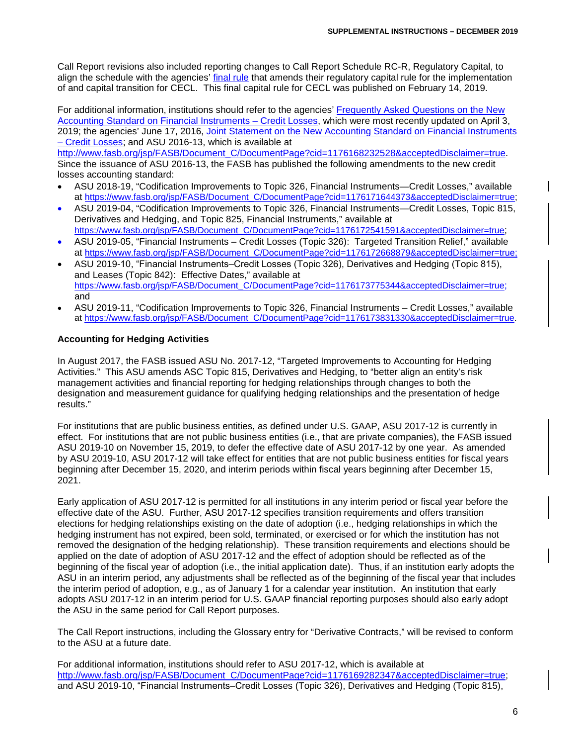Call Report revisions also included reporting changes to Call Report Schedule RC-R, Regulatory Capital, to align the schedule with the agencies' final rule that amends their regulatory capital rule for the implementation of and capital transition for CECL. This final capital rule for CECL was published on February 14, 2019.

For additional information, institutions should refer to the agencies' Frequently Asked Questions on the New Accounting Standard on Financial Instruments – Credit Losses, which were most recently updated on April 3, 2019; the agencies' June 17, 2016, Joint Statement on the New Accounting Standard on Financial Instruments – Credit Losses; and ASU 2016-13, which is available at http://www.fasb.org/jsp/FASB/Document_C/DocumentPage?cid=1176168232528&acceptedDisclaimer=true. Since the issuance of ASU 2016-13, the FASB has published the following amendments to the new credit losses accounting standard:

- ASU 2018-19, "Codification Improvements to Topic 326, Financial Instruments—Credit Losses," available at https://www.fasb.org/jsp/FASB/Document_C/DocumentPage?cid=1176171644373&acceptedDisclaimer=true;
- ASU 2019-04, "Codification Improvements to Topic 326, Financial Instruments—Credit Losses, Topic 815, Derivatives and Hedging, and Topic 825, Financial Instruments," available at https://www.fasb.org/jsp/FASB/Document_C/DocumentPage?cid=1176172541591&acceptedDisclaimer=true;
- ASU 2019-05, "Financial Instruments – Credit Losses (Topic 326): Targeted Transition Relief," available at https://www.fasb.org/jsp/FASB/Document_C/DocumentPage?cid=1176172668879&acceptedDisclaimer=true;
- ASU 2019-10, "Financial Instruments–Credit Losses (Topic 326), Derivatives and Hedging (Topic 815), and Leases (Topic 842): Effective Dates," available at https://www.fasb.org/jsp/FASB/Document_C/DocumentPage?cid=1176173775344&acceptedDisclaimer=true; and
- ASU 2019-11, "Codification Improvements to Topic 326, Financial Instruments – Credit Losses," available at https://www.fasb.org/jsp/FASB/Document_C/DocumentPage?cid=1176173831330&acceptedDisclaimer=true.

**Accounting for Hedging Activities**

In August 2017, the FASB issued ASU No. 2017-12, "Targeted Improvements to Accounting for Hedging Activities." This ASU amends ASC Topic 815, Derivatives and Hedging, to "better align an entity's risk management activities and financial reporting for hedging relationships through changes to both the designation and measurement guidance for qualifying hedging relationships and the presentation of hedge results."

For institutions that are public business entities, as defined under U.S. GAAP, ASU 2017-12 is currently in effect. For institutions that are not public business entities (i.e., that are private companies), the FASB issued ASU 2019-10 on November 15, 2019, to defer the effective date of ASU 2017-12 by one year. As amended by ASU 2019-10, ASU 2017-12 will take effect for entities that are not public business entities for fiscal years beginning after December 15, 2020, and interim periods within fiscal years beginning after December 15, 2021.

Early application of ASU 2017-12 is permitted for all institutions in any interim period or fiscal year before the effective date of the ASU. Further, ASU 2017-12 specifies transition requirements and offers transition elections for hedging relationships existing on the date of adoption (i.e., hedging relationships in which the hedging instrument has not expired, been sold, terminated, or exercised or for which the institution has not removed the designation of the hedging relationship). These transition requirements and elections should be applied on the date of adoption of ASU 2017-12 and the effect of adoption should be reflected as of the beginning of the fiscal year of adoption (i.e., the initial application date). Thus, if an institution early adopts the ASU in an interim period, any adjustments shall be reflected as of the beginning of the fiscal year that includes the interim period of adoption, e.g., as of January 1 for a calendar year institution. An institution that early adopts ASU 2017-12 in an interim period for U.S. GAAP financial reporting purposes should also early adopt the ASU in the same period for Call Report purposes.

The Call Report instructions, including the Glossary entry for "Derivative Contracts," will be revised to conform to the ASU at a future date.

For additional information, institutions should refer to ASU 2017-12, which is available at http://www.fasb.org/jsp/FASB/Document_C/DocumentPage?cid=1176169282347&acceptedDisclaimer=true; and ASU 2019-10, "Financial Instruments–Credit Losses (Topic 326), Derivatives and Hedging (Topic 815),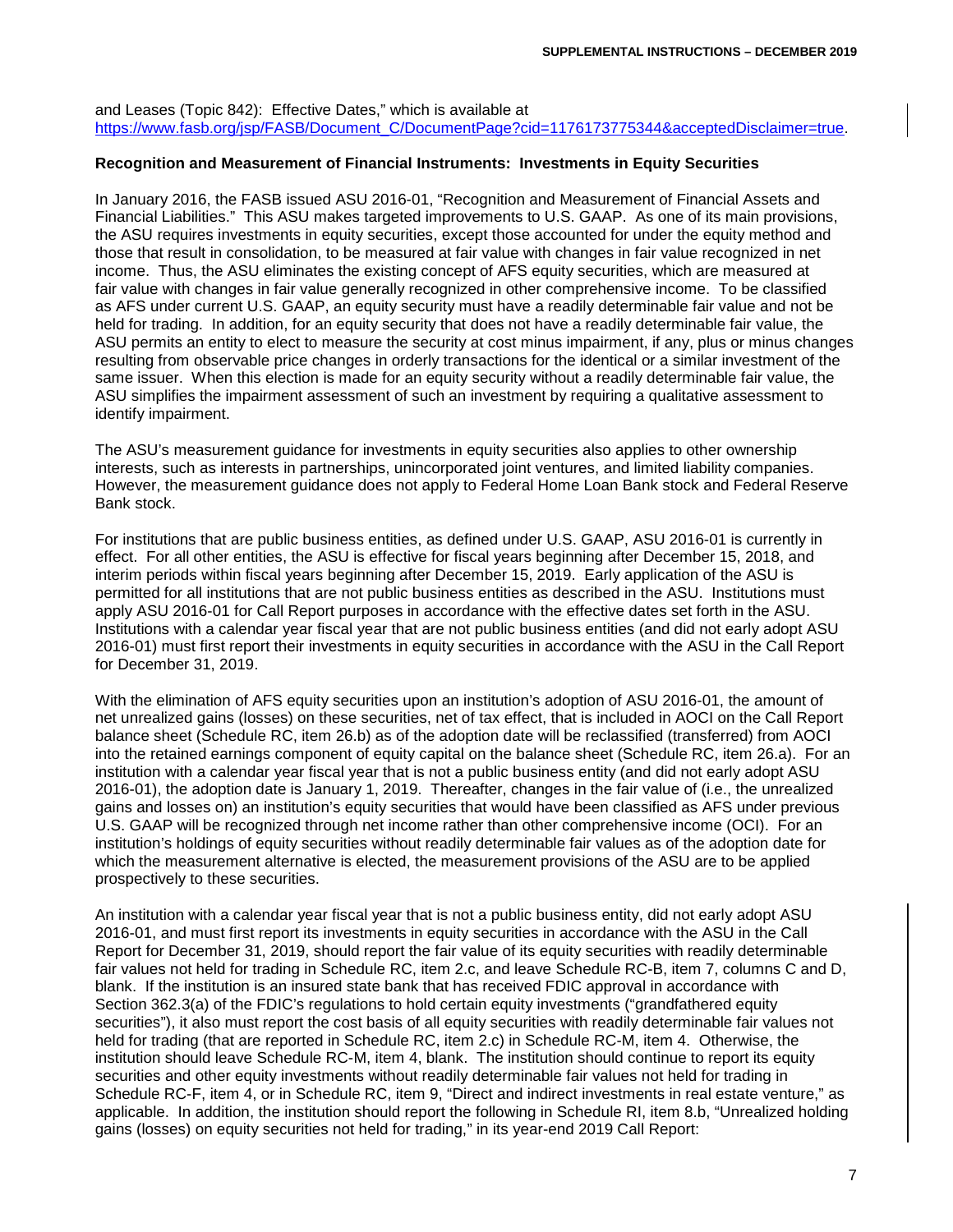and Leases (Topic 842): Effective Dates," which is available at https://www.fasb.org/jsp/FASB/Document_C/DocumentPage?cid=1176173775344&acceptedDisclaimer=true.

**Recognition and Measurement of Financial Instruments: Investments in Equity Securities**

In January 2016, the FASB issued ASU 2016-01, "Recognition and Measurement of Financial Assets and Financial Liabilities." This ASU makes targeted improvements to U.S. GAAP. As one of its main provisions, the ASU requires investments in equity securities, except those accounted for under the equity method and those that result in consolidation, to be measured at fair value with changes in fair value recognized in net income. Thus, the ASU eliminates the existing concept of AFS equity securities, which are measured at fair value with changes in fair value generally recognized in other comprehensive income. To be classified as AFS under current U.S. GAAP, an equity security must have a readily determinable fair value and not be held for trading. In addition, for an equity security that does not have a readily determinable fair value, the ASU permits an entity to elect to measure the security at cost minus impairment, if any, plus or minus changes resulting from observable price changes in orderly transactions for the identical or a similar investment of the same issuer. When this election is made for an equity security without a readily determinable fair value, the ASU simplifies the impairment assessment of such an investment by requiring a qualitative assessment to identify impairment.

The ASU's measurement guidance for investments in equity securities also applies to other ownership interests, such as interests in partnerships, unincorporated joint ventures, and limited liability companies. However, the measurement guidance does not apply to Federal Home Loan Bank stock and Federal Reserve Bank stock.

For institutions that are public business entities, as defined under U.S. GAAP, ASU 2016-01 is currently in effect. For all other entities, the ASU is effective for fiscal years beginning after December 15, 2018, and interim periods within fiscal years beginning after December 15, 2019. Early application of the ASU is permitted for all institutions that are not public business entities as described in the ASU. Institutions must apply ASU 2016-01 for Call Report purposes in accordance with the effective dates set forth in the ASU. Institutions with a calendar year fiscal year that are not public business entities (and did not early adopt ASU 2016-01) must first report their investments in equity securities in accordance with the ASU in the Call Report for December 31, 2019.

With the elimination of AFS equity securities upon an institution's adoption of ASU 2016-01, the amount of net unrealized gains (losses) on these securities, net of tax effect, that is included in AOCI on the Call Report balance sheet (Schedule RC, item 26.b) as of the adoption date will be reclassified (transferred) from AOCI into the retained earnings component of equity capital on the balance sheet (Schedule RC, item 26.a). For an institution with a calendar year fiscal year that is not a public business entity (and did not early adopt ASU 2016-01), the adoption date is January 1, 2019. Thereafter, changes in the fair value of (i.e., the unrealized gains and losses on) an institution's equity securities that would have been classified as AFS under previous U.S. GAAP will be recognized through net income rather than other comprehensive income (OCI). For an institution's holdings of equity securities without readily determinable fair values as of the adoption date for which the measurement alternative is elected, the measurement provisions of the ASU are to be applied prospectively to these securities.

An institution with a calendar year fiscal year that is not a public business entity, did not early adopt ASU 2016-01, and must first report its investments in equity securities in accordance with the ASU in the Call Report for December 31, 2019, should report the fair value of its equity securities with readily determinable fair values not held for trading in Schedule RC, item 2.c, and leave Schedule RC-B, item 7, columns C and D, blank. If the institution is an insured state bank that has received FDIC approval in accordance with Section 362.3(a) of the FDIC's regulations to hold certain equity investments ("grandfathered equity securities"), it also must report the cost basis of all equity securities with readily determinable fair values not held for trading (that are reported in Schedule RC, item 2.c) in Schedule RC-M, item 4. Otherwise, the institution should leave Schedule RC-M, item 4, blank. The institution should continue to report its equity securities and other equity investments without readily determinable fair values not held for trading in Schedule RC-F, item 4, or in Schedule RC, item 9, "Direct and indirect investments in real estate venture," as applicable. In addition, the institution should report the following in Schedule RI, item 8.b, "Unrealized holding gains (losses) on equity securities not held for trading," in its year-end 2019 Call Report: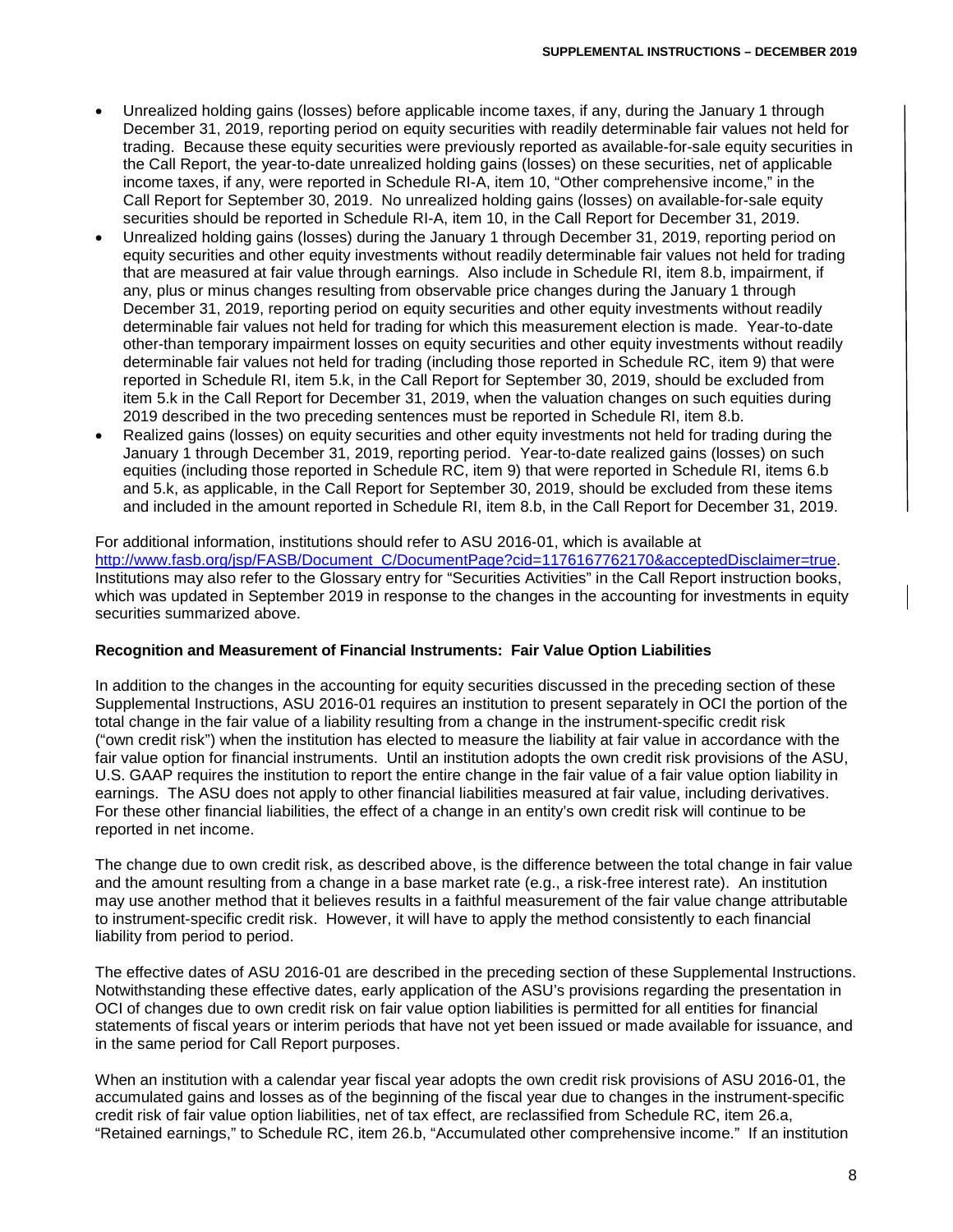- Unrealized holding gains (losses) before applicable income taxes, if any, during the January 1 through December 31, 2019, reporting period on equity securities with readily determinable fair values not held for trading. Because these equity securities were previously reported as available-for-sale equity securities in the Call Report, the year-to-date unrealized holding gains (losses) on these securities, net of applicable income taxes, if any, were reported in Schedule RI-A, item 10, "Other comprehensive income," in the Call Report for September 30, 2019. No unrealized holding gains (losses) on available-for-sale equity securities should be reported in Schedule RI-A, item 10, in the Call Report for December 31, 2019.
- Unrealized holding gains (losses) during the January 1 through December 31, 2019, reporting period on equity securities and other equity investments without readily determinable fair values not held for trading that are measured at fair value through earnings. Also include in Schedule RI, item 8.b, impairment, if any, plus or minus changes resulting from observable price changes during the January 1 through December 31, 2019, reporting period on equity securities and other equity investments without readily determinable fair values not held for trading for which this measurement election is made. Year-to-date other-than temporary impairment losses on equity securities and other equity investments without readily determinable fair values not held for trading (including those reported in Schedule RC, item 9) that were reported in Schedule RI, item 5.k, in the Call Report for September 30, 2019, should be excluded from item 5.k in the Call Report for December 31, 2019, when the valuation changes on such equities during 2019 described in the two preceding sentences must be reported in Schedule RI, item 8.b.
- Realized gains (losses) on equity securities and other equity investments not held for trading during the January 1 through December 31, 2019, reporting period. Year-to-date realized gains (losses) on such equities (including those reported in Schedule RC, item 9) that were reported in Schedule RI, items 6.b and 5.k, as applicable, in the Call Report for September 30, 2019, should be excluded from these items and included in the amount reported in Schedule RI, item 8.b, in the Call Report for December 31, 2019.

For additional information, institutions should refer to ASU 2016-01, which is available at http://www.fasb.org/jsp/FASB/Document_C/DocumentPage?cid=1176167762170&acceptedDisclaimer=true. Institutions may also refer to the Glossary entry for "Securities Activities" in the Call Report instruction books, which was updated in September 2019 in response to the changes in the accounting for investments in equity securities summarized above.

**Recognition and Measurement of Financial Instruments: Fair Value Option Liabilities**

In addition to the changes in the accounting for equity securities discussed in the preceding section of these Supplemental Instructions, ASU 2016-01 requires an institution to present separately in OCI the portion of the total change in the fair value of a liability resulting from a change in the instrument-specific credit risk ("own credit risk") when the institution has elected to measure the liability at fair value in accordance with the fair value option for financial instruments. Until an institution adopts the own credit risk provisions of the ASU, U.S. GAAP requires the institution to report the entire change in the fair value of a fair value option liability in earnings. The ASU does not apply to other financial liabilities measured at fair value, including derivatives. For these other financial liabilities, the effect of a change in an entity's own credit risk will continue to be reported in net income.

The change due to own credit risk, as described above, is the difference between the total change in fair value and the amount resulting from a change in a base market rate (e.g., a risk-free interest rate). An institution may use another method that it believes results in a faithful measurement of the fair value change attributable to instrument-specific credit risk. However, it will have to apply the method consistently to each financial liability from period to period.

The effective dates of ASU 2016-01 are described in the preceding section of these Supplemental Instructions. Notwithstanding these effective dates, early application of the ASU's provisions regarding the presentation in OCI of changes due to own credit risk on fair value option liabilities is permitted for all entities for financial statements of fiscal years or interim periods that have not yet been issued or made available for issuance, and in the same period for Call Report purposes.

When an institution with a calendar year fiscal year adopts the own credit risk provisions of ASU 2016-01, the accumulated gains and losses as of the beginning of the fiscal year due to changes in the instrument-specific credit risk of fair value option liabilities, net of tax effect, are reclassified from Schedule RC, item 26.a, "Retained earnings," to Schedule RC, item 26.b, "Accumulated other comprehensive income." If an institution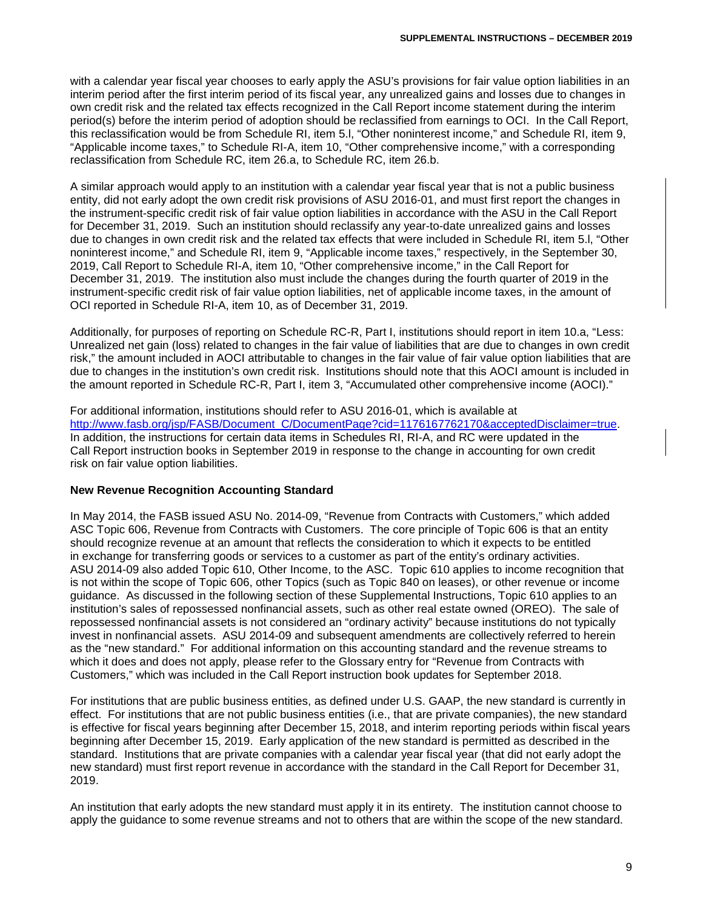with a calendar year fiscal year chooses to early apply the ASU's provisions for fair value option liabilities in an interim period after the first interim period of its fiscal year, any unrealized gains and losses due to changes in own credit risk and the related tax effects recognized in the Call Report income statement during the interim period(s) before the interim period of adoption should be reclassified from earnings to OCI. In the Call Report, this reclassification would be from Schedule RI, item 5.l, "Other noninterest income," and Schedule RI, item 9, "Applicable income taxes," to Schedule RI-A, item 10, "Other comprehensive income," with a corresponding reclassification from Schedule RC, item 26.a, to Schedule RC, item 26.b.

A similar approach would apply to an institution with a calendar year fiscal year that is not a public business entity, did not early adopt the own credit risk provisions of ASU 2016-01, and must first report the changes in the instrument-specific credit risk of fair value option liabilities in accordance with the ASU in the Call Report for December 31, 2019. Such an institution should reclassify any year-to-date unrealized gains and losses due to changes in own credit risk and the related tax effects that were included in Schedule RI, item 5.l, "Other noninterest income," and Schedule RI, item 9, "Applicable income taxes," respectively, in the September 30, 2019, Call Report to Schedule RI-A, item 10, "Other comprehensive income," in the Call Report for December 31, 2019. The institution also must include the changes during the fourth quarter of 2019 in the instrument-specific credit risk of fair value option liabilities, net of applicable income taxes, in the amount of OCI reported in Schedule RI-A, item 10, as of December 31, 2019.

Additionally, for purposes of reporting on Schedule RC-R, Part I, institutions should report in item 10.a, "Less: Unrealized net gain (loss) related to changes in the fair value of liabilities that are due to changes in own credit risk," the amount included in AOCI attributable to changes in the fair value of fair value option liabilities that are due to changes in the institution's own credit risk. Institutions should note that this AOCI amount is included in the amount reported in Schedule RC-R, Part I, item 3, "Accumulated other comprehensive income (AOCI)."

For additional information, institutions should refer to ASU 2016-01, which is available at http://www.fasb.org/jsp/FASB/Document_C/DocumentPage?cid=1176167762170&acceptedDisclaimer=true. In addition, the instructions for certain data items in Schedules RI, RI-A, and RC were updated in the Call Report instruction books in September 2019 in response to the change in accounting for own credit risk on fair value option liabilities.

**New Revenue Recognition Accounting Standard**

In May 2014, the FASB issued ASU No. 2014-09, "Revenue from Contracts with Customers," which added ASC Topic 606, Revenue from Contracts with Customers. The core principle of Topic 606 is that an entity should recognize revenue at an amount that reflects the consideration to which it expects to be entitled in exchange for transferring goods or services to a customer as part of the entity's ordinary activities. ASU 2014-09 also added Topic 610, Other Income, to the ASC. Topic 610 applies to income recognition that is not within the scope of Topic 606, other Topics (such as Topic 840 on leases), or other revenue or income guidance. As discussed in the following section of these Supplemental Instructions, Topic 610 applies to an institution's sales of repossessed nonfinancial assets, such as other real estate owned (OREO). The sale of repossessed nonfinancial assets is not considered an "ordinary activity" because institutions do not typically invest in nonfinancial assets. ASU 2014-09 and subsequent amendments are collectively referred to herein as the "new standard." For additional information on this accounting standard and the revenue streams to which it does and does not apply, please refer to the Glossary entry for "Revenue from Contracts with Customers," which was included in the Call Report instruction book updates for September 2018.

For institutions that are public business entities, as defined under U.S. GAAP, the new standard is currently in effect. For institutions that are not public business entities (i.e., that are private companies), the new standard is effective for fiscal years beginning after December 15, 2018, and interim reporting periods within fiscal years beginning after December 15, 2019. Early application of the new standard is permitted as described in the standard. Institutions that are private companies with a calendar year fiscal year (that did not early adopt the new standard) must first report revenue in accordance with the standard in the Call Report for December 31, 2019.

An institution that early adopts the new standard must apply it in its entirety. The institution cannot choose to apply the guidance to some revenue streams and not to others that are within the scope of the new standard.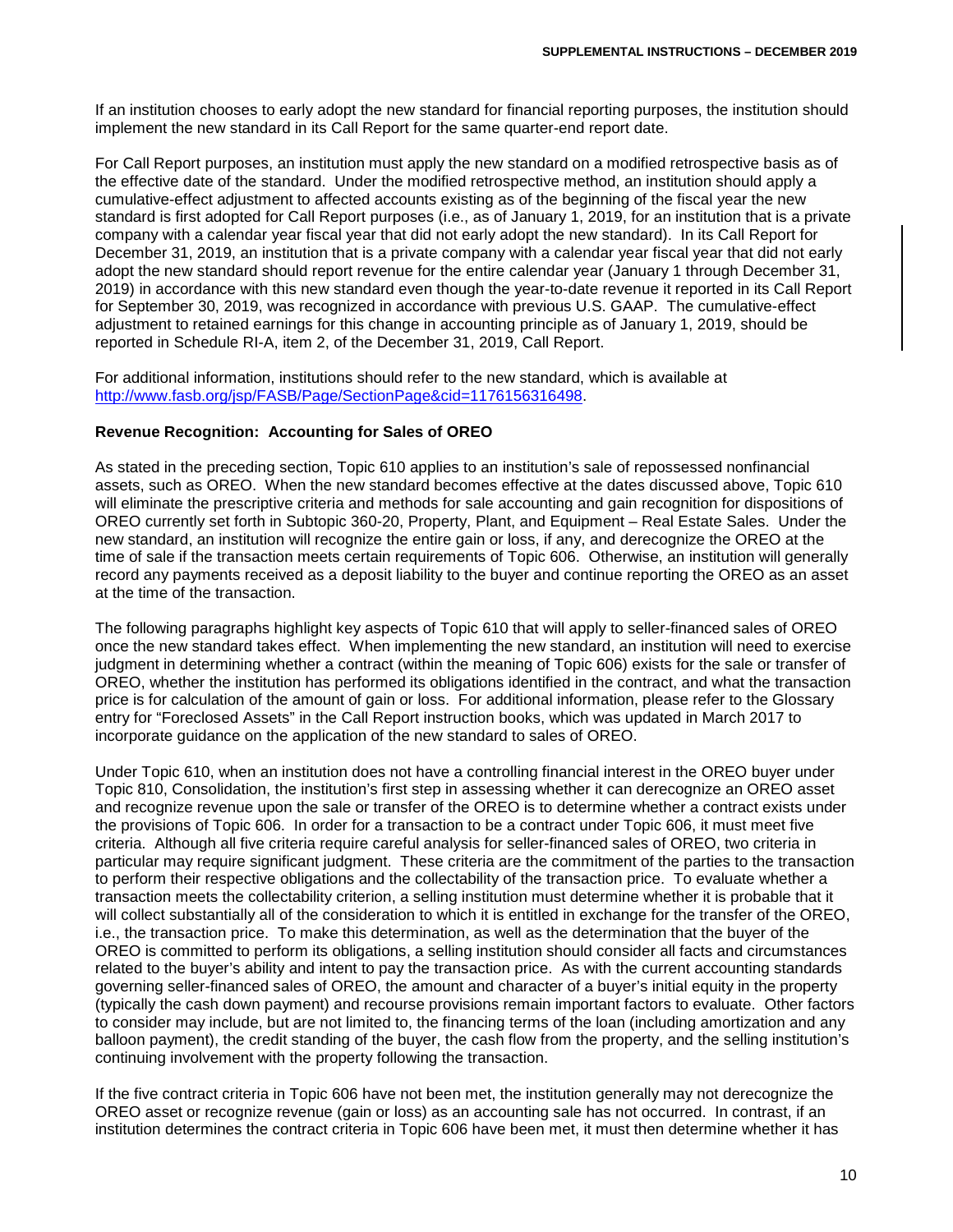If an institution chooses to early adopt the new standard for financial reporting purposes, the institution should implement the new standard in its Call Report for the same quarter-end report date.

For Call Report purposes, an institution must apply the new standard on a modified retrospective basis as of the effective date of the standard. Under the modified retrospective method, an institution should apply a cumulative-effect adjustment to affected accounts existing as of the beginning of the fiscal year the new standard is first adopted for Call Report purposes (i.e., as of January 1, 2019, for an institution that is a private company with a calendar year fiscal year that did not early adopt the new standard). In its Call Report for December 31, 2019, an institution that is a private company with a calendar year fiscal year that did not early adopt the new standard should report revenue for the entire calendar year (January 1 through December 31, 2019) in accordance with this new standard even though the year-to-date revenue it reported in its Call Report for September 30, 2019, was recognized in accordance with previous U.S. GAAP. The cumulative-effect adjustment to retained earnings for this change in accounting principle as of January 1, 2019, should be reported in Schedule RI-A, item 2, of the December 31, 2019, Call Report.

For additional information, institutions should refer to the new standard, which is available at [http://www.fasb.org/jsp/FASB/Page/SectionPage&cid=1176156316498](http://www.fasb.org/jsp/FASB/Page/SectionPage&cid=1176156316498).

### Revenue Recognition: Accounting for Sales of OREO

As stated in the preceding section, Topic 610 applies to an institution's sale of repossessed nonfinancial assets, such as OREO. When the new standard becomes effective at the dates discussed above, Topic 610 will eliminate the prescriptive criteria and methods for sale accounting and gain recognition for dispositions of OREO currently set forth in Subtopic 360-20, Property, Plant, and Equipment – Real Estate Sales. Under the new standard, an institution will recognize the entire gain or loss, if any, and derecognize the OREO at the time of sale if the transaction meets certain requirements of Topic 606. Otherwise, an institution will generally record any payments received as a deposit liability to the buyer and continue reporting the OREO as an asset at the time of the transaction.

The following paragraphs highlight key aspects of Topic 610 that will apply to seller-financed sales of OREO once the new standard takes effect. When implementing the new standard, an institution will need to exercise judgment in determining whether a contract (within the meaning of Topic 606) exists for the sale or transfer of OREO, whether the institution has performed its obligations identified in the contract, and what the transaction price is for calculation of the amount of gain or loss. For additional information, please refer to the Glossary entry for "Foreclosed Assets" in the Call Report instruction books, which was updated in March 2017 to incorporate guidance on the application of the new standard to sales of OREO.

Under Topic 610, when an institution does not have a controlling financial interest in the OREO buyer under Topic 810, Consolidation, the institution's first step in assessing whether it can derecognize an OREO asset and recognize revenue upon the sale or transfer of the OREO is to determine whether a contract exists under the provisions of Topic 606. In order for a transaction to be a contract under Topic 606, it must meet five criteria. Although all five criteria require careful analysis for seller-financed sales of OREO, two criteria in particular may require significant judgment. These criteria are the commitment of the parties to the transaction to perform their respective obligations and the collectability of the transaction price. To evaluate whether a transaction meets the collectability criterion, a selling institution must determine whether it is probable that it will collect substantially all of the consideration to which it is entitled in exchange for the transfer of the OREO, i.e., the transaction price. To make this determination, as well as the determination that the buyer of the OREO is committed to perform its obligations, a selling institution should consider all facts and circumstances related to the buyer's ability and intent to pay the transaction price. As with the current accounting standards governing seller-financed sales of OREO, the amount and character of a buyer's initial equity in the property (typically the cash down payment) and recourse provisions remain important factors to evaluate. Other factors to consider may include, but are not limited to, the financing terms of the loan (including amortization and any balloon payment), the credit standing of the buyer, the cash flow from the property, and the selling institution's continuing involvement with the property following the transaction.

If the five contract criteria in Topic 606 have not been met, the institution generally may not derecognize the OREO asset or recognize revenue (gain or loss) as an accounting sale has not occurred. In contrast, if an institution determines the contract criteria in Topic 606 have been met, it must then determine whether it has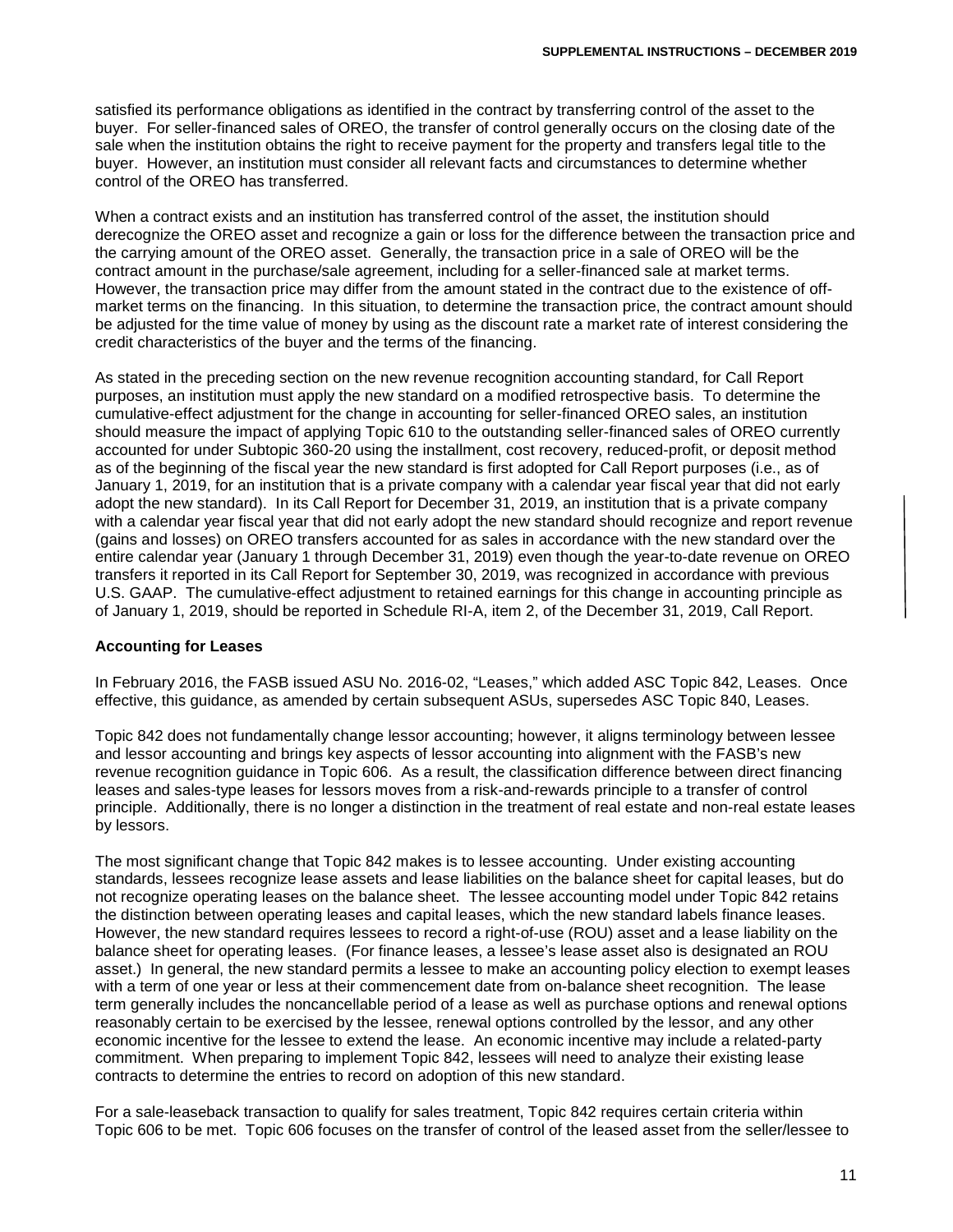satisfied its performance obligations as identified in the contract by transferring control of the asset to the buyer. For seller-financed sales of OREO, the transfer of control generally occurs on the closing date of the sale when the institution obtains the right to receive payment for the property and transfers legal title to the buyer. However, an institution must consider all relevant facts and circumstances to determine whether control of the OREO has transferred.

When a contract exists and an institution has transferred control of the asset, the institution should derecognize the OREO asset and recognize a gain or loss for the difference between the transaction price and the carrying amount of the OREO asset. Generally, the transaction price in a sale of OREO will be the contract amount in the purchase/sale agreement, including for a seller-financed sale at market terms. However, the transaction price may differ from the amount stated in the contract due to the existence of off-market terms on the financing. In this situation, to determine the transaction price, the contract amount should be adjusted for the time value of money by using as the discount rate a market rate of interest considering the credit characteristics of the buyer and the terms of the financing.

As stated in the preceding section on the new revenue recognition accounting standard, for Call Report purposes, an institution must apply the new standard on a modified retrospective basis. To determine the cumulative-effect adjustment for the change in accounting for seller-financed OREO sales, an institution should measure the impact of applying Topic 610 to the outstanding seller-financed sales of OREO currently accounted for under Subtopic 360-20 using the installment, cost recovery, reduced-profit, or deposit method as of the beginning of the fiscal year the new standard is first adopted for Call Report purposes (i.e., as of January 1, 2019, for an institution that is a private company with a calendar year fiscal year that did not early adopt the new standard). In its Call Report for December 31, 2019, an institution that is a private company with a calendar year fiscal year that did not early adopt the new standard should recognize and report revenue (gains and losses) on OREO transfers accounted for as sales in accordance with the new standard over the entire calendar year (January 1 through December 31, 2019) even though the year-to-date revenue on OREO transfers it reported in its Call Report for September 30, 2019, was recognized in accordance with previous U.S. GAAP. The cumulative-effect adjustment to retained earnings for this change in accounting principle as of January 1, 2019, should be reported in Schedule RI-A, item 2, of the December 31, 2019, Call Report.

**Accounting for Leases**

In February 2016, the FASB issued ASU No. 2016-02, "Leases," which added ASC Topic 842, Leases. Once effective, this guidance, as amended by certain subsequent ASUs, supersedes ASC Topic 840, Leases.

Topic 842 does not fundamentally change lessor accounting; however, it aligns terminology between lessee and lessor accounting and brings key aspects of lessor accounting into alignment with the FASB's new revenue recognition guidance in Topic 606. As a result, the classification difference between direct financing leases and sales-type leases for lessors moves from a risk-and-rewards principle to a transfer of control principle. Additionally, there is no longer a distinction in the treatment of real estate and non-real estate leases by lessors.

The most significant change that Topic 842 makes is to lessee accounting. Under existing accounting standards, lessees recognize lease assets and lease liabilities on the balance sheet for capital leases, but do not recognize operating leases on the balance sheet. The lessee accounting model under Topic 842 retains the distinction between operating leases and capital leases, which the new standard labels finance leases. However, the new standard requires lessees to record a right-of-use (ROU) asset and a lease liability on the balance sheet for operating leases. (For finance leases, a lessee's lease asset also is designated an ROU asset.) In general, the new standard permits a lessee to make an accounting policy election to exempt leases with a term of one year or less at their commencement date from on-balance sheet recognition. The lease term generally includes the noncancellable period of a lease as well as purchase options and renewal options reasonably certain to be exercised by the lessee, renewal options controlled by the lessor, and any other economic incentive for the lessee to extend the lease. An economic incentive may include a related-party commitment. When preparing to implement Topic 842, lessees will need to analyze their existing lease contracts to determine the entries to record on adoption of this new standard.

For a sale-leaseback transaction to qualify for sales treatment, Topic 842 requires certain criteria within Topic 606 to be met. Topic 606 focuses on the transfer of control of the leased asset from the seller/lessee to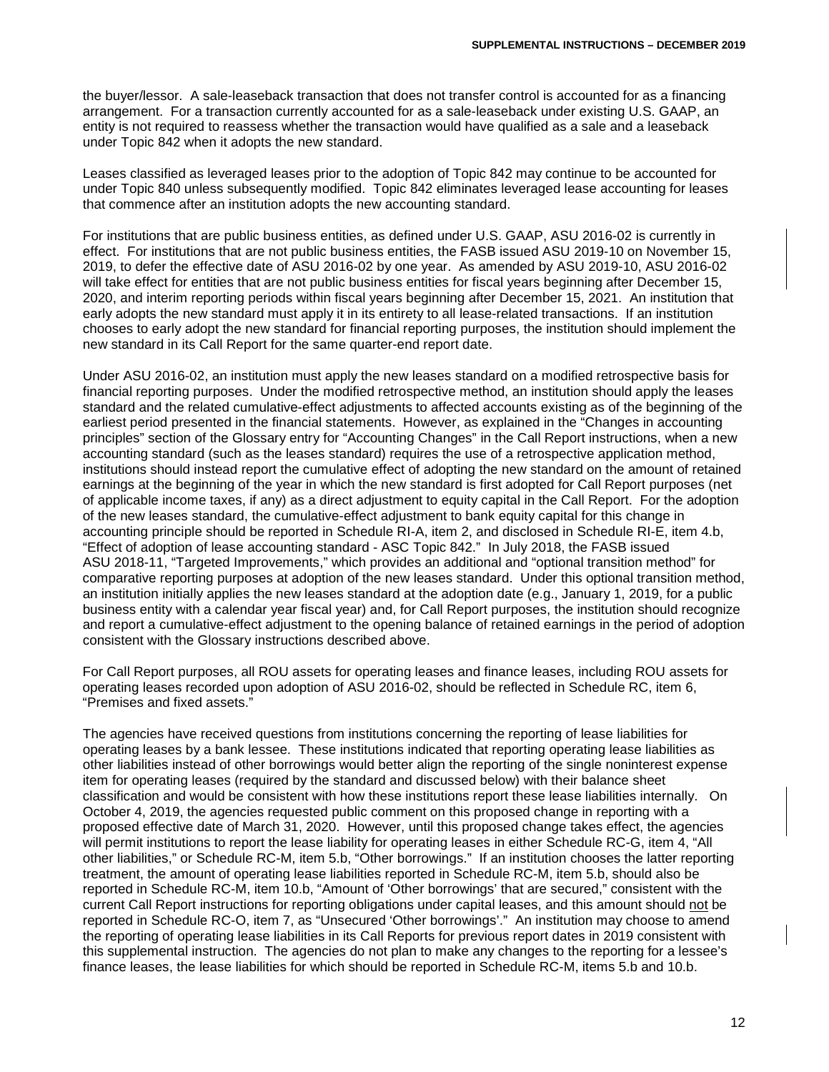the buyer/lessor. A sale-leaseback transaction that does not transfer control is accounted for as a financing arrangement. For a transaction currently accounted for as a sale-leaseback under existing U.S. GAAP, an entity is not required to reassess whether the transaction would have qualified as a sale and a leaseback under Topic 842 when it adopts the new standard.

Leases classified as leveraged leases prior to the adoption of Topic 842 may continue to be accounted for under Topic 840 unless subsequently modified. Topic 842 eliminates leveraged lease accounting for leases that commence after an institution adopts the new accounting standard.

For institutions that are public business entities, as defined under U.S. GAAP, ASU 2016-02 is currently in effect. For institutions that are not public business entities, the FASB issued ASU 2019-10 on November 15, 2019, to defer the effective date of ASU 2016-02 by one year. As amended by ASU 2019-10, ASU 2016-02 will take effect for entities that are not public business entities for fiscal years beginning after December 15, 2020, and interim reporting periods within fiscal years beginning after December 15, 2021. An institution that early adopts the new standard must apply it in its entirety to all lease-related transactions. If an institution chooses to early adopt the new standard for financial reporting purposes, the institution should implement the new standard in its Call Report for the same quarter-end report date.

Under ASU 2016-02, an institution must apply the new leases standard on a modified retrospective basis for financial reporting purposes. Under the modified retrospective method, an institution should apply the leases standard and the related cumulative-effect adjustments to affected accounts existing as of the beginning of the earliest period presented in the financial statements. However, as explained in the "Changes in accounting principles" section of the Glossary entry for "Accounting Changes" in the Call Report instructions, when a new accounting standard (such as the leases standard) requires the use of a retrospective application method, institutions should instead report the cumulative effect of adopting the new standard on the amount of retained earnings at the beginning of the year in which the new standard is first adopted for Call Report purposes (net of applicable income taxes, if any) as a direct adjustment to equity capital in the Call Report. For the adoption of the new leases standard, the cumulative-effect adjustment to bank equity capital for this change in accounting principle should be reported in Schedule RI-A, item 2, and disclosed in Schedule RI-E, item 4.b, "Effect of adoption of lease accounting standard - ASC Topic 842." In July 2018, the FASB issued ASU 2018-11, "Targeted Improvements," which provides an additional and "optional transition method" for comparative reporting purposes at adoption of the new leases standard. Under this optional transition method, an institution initially applies the new leases standard at the adoption date (e.g., January 1, 2019, for a public business entity with a calendar year fiscal year) and, for Call Report purposes, the institution should recognize and report a cumulative-effect adjustment to the opening balance of retained earnings in the period of adoption consistent with the Glossary instructions described above.

For Call Report purposes, all ROU assets for operating leases and finance leases, including ROU assets for operating leases recorded upon adoption of ASU 2016-02, should be reflected in Schedule RC, item 6, "Premises and fixed assets."

The agencies have received questions from institutions concerning the reporting of lease liabilities for operating leases by a bank lessee. These institutions indicated that reporting operating lease liabilities as other liabilities instead of other borrowings would better align the reporting of the single noninterest expense item for operating leases (required by the standard and discussed below) with their balance sheet classification and would be consistent with how these institutions report these lease liabilities internally. On October 4, 2019, the agencies requested public comment on this proposed change in reporting with a proposed effective date of March 31, 2020. However, until this proposed change takes effect, the agencies will permit institutions to report the lease liability for operating leases in either Schedule RC-G, item 4, "All other liabilities," or Schedule RC-M, item 5.b, "Other borrowings." If an institution chooses the latter reporting treatment, the amount of operating lease liabilities reported in Schedule RC-M, item 5.b, should also be reported in Schedule RC-M, item 10.b, "Amount of 'Other borrowings' that are secured," consistent with the current Call Report instructions for reporting obligations under capital leases, and this amount should not be reported in Schedule RC-O, item 7, as "Unsecured 'Other borrowings'." An institution may choose to amend the reporting of operating lease liabilities in its Call Reports for previous report dates in 2019 consistent with this supplemental instruction. The agencies do not plan to make any changes to the reporting for a lessee's finance leases, the lease liabilities for which should be reported in Schedule RC-M, items 5.b and 10.b.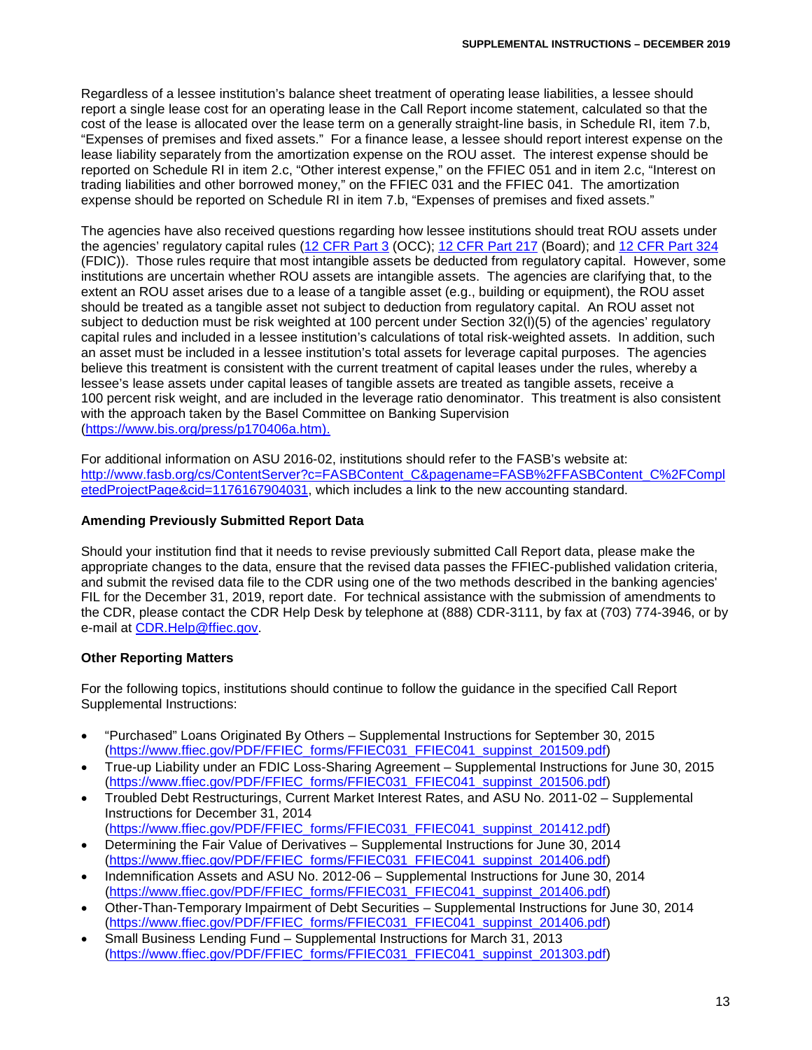Regardless of a lessee institution's balance sheet treatment of operating lease liabilities, a lessee should report a single lease cost for an operating lease in the Call Report income statement, calculated so that the cost of the lease is allocated over the lease term on a generally straight-line basis, in Schedule RI, item 7.b, "Expenses of premises and fixed assets." For a finance lease, a lessee should report interest expense on the lease liability separately from the amortization expense on the ROU asset. The interest expense should be reported on Schedule RI in item 2.c, "Other interest expense," on the FFIEC 051 and in item 2.c, "Interest on trading liabilities and other borrowed money," on the FFIEC 031 and the FFIEC 041. The amortization expense should be reported on Schedule RI in item 7.b, "Expenses of premises and fixed assets."

The agencies have also received questions regarding how lessee institutions should treat ROU assets under the agencies' regulatory capital rules ([12 CFR Part 3](#) (OCC); [12 CFR Part 217](#) (Board); and [12 CFR Part 324](#) (FDIC)). Those rules require that most intangible assets be deducted from regulatory capital. However, some institutions are uncertain whether ROU assets are intangible assets. The agencies are clarifying that, to the extent an ROU asset arises due to a lease of a tangible asset (e.g., building or equipment), the ROU asset should be treated as a tangible asset not subject to deduction from regulatory capital. An ROU asset not subject to deduction must be risk weighted at 100 percent under Section 32(l)(5) of the agencies' regulatory capital rules and included in a lessee institution's calculations of total risk-weighted assets. In addition, such an asset must be included in a lessee institution's total assets for leverage capital purposes. The agencies believe this treatment is consistent with the current treatment of capital leases under the rules, whereby a lessee's lease assets under capital leases of tangible assets are treated as tangible assets, receive a 100 percent risk weight, and are included in the leverage ratio denominator. This treatment is also consistent with the approach taken by the Basel Committee on Banking Supervision (https://www.bis.org/press/p170406a.htm).

For additional information on ASU 2016-02, institutions should refer to the FASB's website at: http://www.fasb.org/cs/ContentServer?c=FASBContent_C&pagename=FASB%2FFASBContent_C%2FCompletedProjectPage&cid=1176167904031, which includes a link to the new accounting standard.

**Amending Previously Submitted Report Data**

Should your institution find that it needs to revise previously submitted Call Report data, please make the appropriate changes to the data, ensure that the revised data passes the FFIEC-published validation criteria, and submit the revised data file to the CDR using one of the two methods described in the banking agencies' FIL for the December 31, 2019, report date. For technical assistance with the submission of amendments to the CDR, please contact the CDR Help Desk by telephone at (888) CDR-3111, by fax at (703) 774-3946, or by e-mail at CDR.Help@ffiec.gov.

**Other Reporting Matters**

For the following topics, institutions should continue to follow the guidance in the specified Call Report Supplemental Instructions:

- "Purchased" Loans Originated By Others – Supplemental Instructions for September 30, 2015 (https://www.ffiec.gov/PDF/FFIEC_forms/FFIEC031_FFIEC041_suppinst_201509.pdf)
- True-up Liability under an FDIC Loss-Sharing Agreement – Supplemental Instructions for June 30, 2015 (https://www.ffiec.gov/PDF/FFIEC_forms/FFIEC031_FFIEC041_suppinst_201506.pdf)
- Troubled Debt Restructurings, Current Market Interest Rates, and ASU No. 2011-02 – Supplemental Instructions for December 31, 2014 (https://www.ffiec.gov/PDF/FFIEC_forms/FFIEC031_FFIEC041_suppinst_201412.pdf)
- Determining the Fair Value of Derivatives – Supplemental Instructions for June 30, 2014 (https://www.ffiec.gov/PDF/FFIEC_forms/FFIEC031_FFIEC041_suppinst_201406.pdf)
- Indemnification Assets and ASU No. 2012-06 – Supplemental Instructions for June 30, 2014 (https://www.ffiec.gov/PDF/FFIEC_forms/FFIEC031_FFIEC041_suppinst_201406.pdf)
- Other-Than-Temporary Impairment of Debt Securities – Supplemental Instructions for June 30, 2014 (https://www.ffiec.gov/PDF/FFIEC_forms/FFIEC031_FFIEC041_suppinst_201406.pdf)
- Small Business Lending Fund – Supplemental Instructions for March 31, 2013 (https://www.ffiec.gov/PDF/FFIEC_forms/FFIEC031_FFIEC041_suppinst_201303.pdf)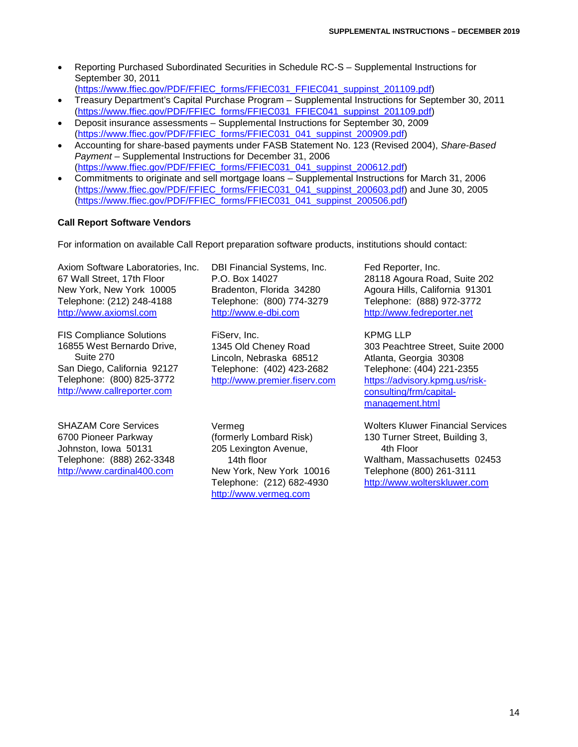- Reporting Purchased Subordinated Securities in Schedule RC-S – Supplemental Instructions for September 30, 2011 (https://www.ffiec.gov/PDF/FFIEC_forms/FFIEC031_FFIEC041_suppinst_201109.pdf)
- Treasury Department's Capital Purchase Program – Supplemental Instructions for September 30, 2011 (https://www.ffiec.gov/PDF/FFIEC_forms/FFIEC031_FFIEC041_suppinst_201109.pdf)
- Deposit insurance assessments – Supplemental Instructions for September 30, 2009 (https://www.ffiec.gov/PDF/FFIEC_forms/FFIEC031_041_suppinst_200909.pdf)
- Accounting for share-based payments under FASB Statement No. 123 (Revised 2004), *Share-Based Payment* – Supplemental Instructions for December 31, 2006 (https://www.ffiec.gov/PDF/FFIEC_forms/FFIEC031_041_suppinst_200612.pdf)
- Commitments to originate and sell mortgage loans – Supplemental Instructions for March 31, 2006 (https://www.ffiec.gov/PDF/FFIEC_forms/FFIEC031_041_suppinst_200603.pdf) and June 30, 2005 (https://www.ffiec.gov/PDF/FFIEC_forms/FFIEC031_041_suppinst_200506.pdf)

**Call Report Software Vendors**

For information on available Call Report preparation software products, institutions should contact:

Axiom Software Laboratories, Inc.
67 Wall Street, 17th Floor
New York, New York 10005
Telephone: (212) 248-4188
http://www.axiomsl.com

DBI Financial Systems, Inc.
P.O. Box 14027
Bradenton, Florida 34280
Telephone: (800) 774-3279
http://www.e-dbi.com

Fed Reporter, Inc.
28118 Agoura Road, Suite 202
Agoura Hills, California 91301
Telephone: (888) 972-3772
http://www.fedreporter.net

FIS Compliance Solutions
16855 West Bernardo Drive, Suite 270
San Diego, California 92127
Telephone: (800) 825-3772
http://www.callreporter.com

FiServ, Inc.
1345 Old Cheney Road
Lincoln, Nebraska 68512
Telephone: (402) 423-2682
http://www.premier.fiserv.com

KPMG LLP
303 Peachtree Street, Suite 2000
Atlanta, Georgia 30308
Telephone: (404) 221-2355
https://advisory.kpmg.us/risk-consulting/frm/capital-management.html

SHAZAM Core Services
6700 Pioneer Parkway
Johnston, Iowa 50131
Telephone: (888) 262-3348
http://www.cardinal400.com

Vermeg
(formerly Lombard Risk)
205 Lexington Avenue, 14th floor
New York, New York 10016
Telephone: (212) 682-4930
http://www.vermeg.com

Wolters Kluwer Financial Services
130 Turner Street, Building 3, 4th Floor
Waltham, Massachusetts 02453
Telephone (800) 261-3111
http://www.wolterskluwer.com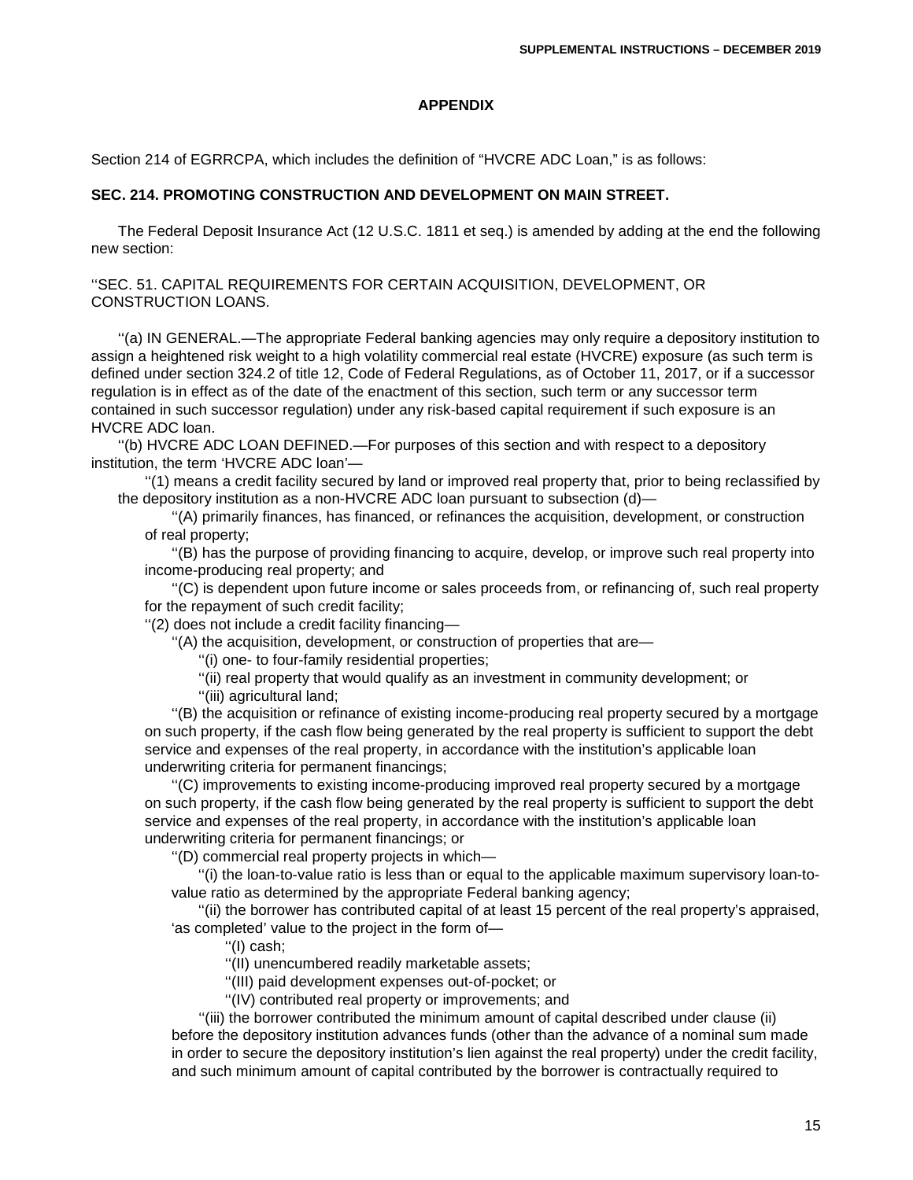## APPENDIX

Section 214 of EGRRCPA, which includes the definition of "HVCRE ADC Loan," is as follows:

### SEC. 214. PROMOTING CONSTRUCTION AND DEVELOPMENT ON MAIN STREET.

The Federal Deposit Insurance Act (12 U.S.C. 1811 et seq.) is amended by adding at the end the following new section:

''SEC. 51. CAPITAL REQUIREMENTS FOR CERTAIN ACQUISITION, DEVELOPMENT, OR CONSTRUCTION LOANS.

''(a) IN GENERAL.—The appropriate Federal banking agencies may only require a depository institution to assign a heightened risk weight to a high volatility commercial real estate (HVCRE) exposure (as such term is defined under section 324.2 of title 12, Code of Federal Regulations, as of October 11, 2017, or if a successor regulation is in effect as of the date of the enactment of this section, such term or any successor term contained in such successor regulation) under any risk-based capital requirement if such exposure is an HVCRE ADC loan.

''(b) HVCRE ADC LOAN DEFINED.—For purposes of this section and with respect to a depository institution, the term 'HVCRE ADC loan'—

''(1) means a credit facility secured by land or improved real property that, prior to being reclassified by the depository institution as a non-HVCRE ADC loan pursuant to subsection (d)—

''(A) primarily finances, has financed, or refinances the acquisition, development, or construction of real property;

''(B) has the purpose of providing financing to acquire, develop, or improve such real property into income-producing real property; and

''(C) is dependent upon future income or sales proceeds from, or refinancing of, such real property for the repayment of such credit facility;

''(2) does not include a credit facility financing—

''(A) the acquisition, development, or construction of properties that are—

''(i) one- to four-family residential properties;

''(ii) real property that would qualify as an investment in community development; or

''(iii) agricultural land;

''(B) the acquisition or refinance of existing income-producing real property secured by a mortgage on such property, if the cash flow being generated by the real property is sufficient to support the debt service and expenses of the real property, in accordance with the institution's applicable loan underwriting criteria for permanent financings;

''(C) improvements to existing income-producing improved real property secured by a mortgage on such property, if the cash flow being generated by the real property is sufficient to support the debt service and expenses of the real property, in accordance with the institution's applicable loan underwriting criteria for permanent financings; or

''(D) commercial real property projects in which—

''(i) the loan-to-value ratio is less than or equal to the applicable maximum supervisory loan-to-value ratio as determined by the appropriate Federal banking agency;

''(ii) the borrower has contributed capital of at least 15 percent of the real property's appraised, 'as completed' value to the project in the form of—

''(I) cash;

''(II) unencumbered readily marketable assets;

''(III) paid development expenses out-of-pocket; or

''(IV) contributed real property or improvements; and

''(iii) the borrower contributed the minimum amount of capital described under clause (ii) before the depository institution advances funds (other than the advance of a nominal sum made in order to secure the depository institution's lien against the real property) under the credit facility, and such minimum amount of capital contributed by the borrower is contractually required to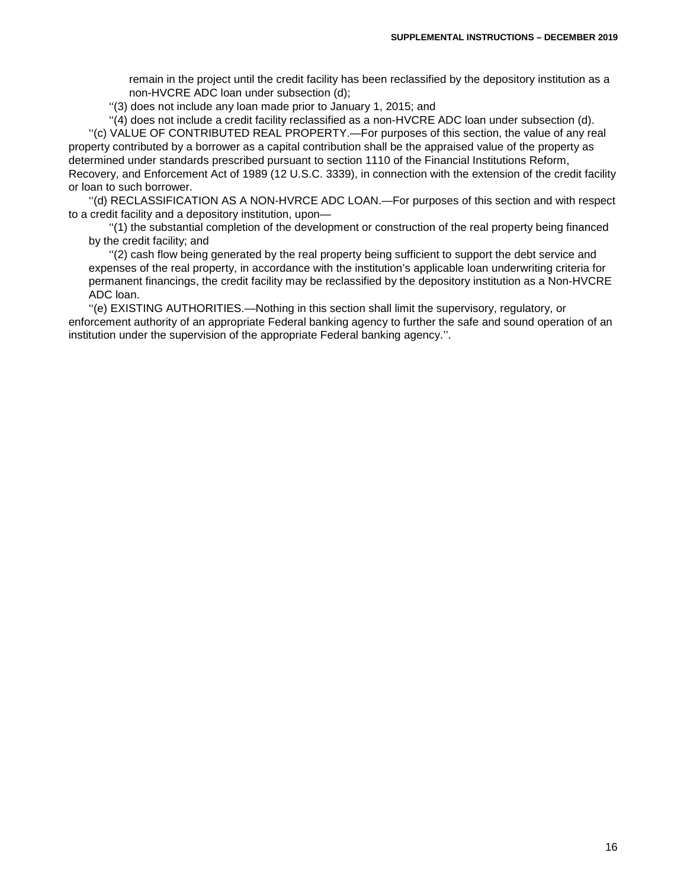remain in the project until the credit facility has been reclassified by the depository institution as a non-HVCRE ADC loan under subsection (d);

''(3) does not include any loan made prior to January 1, 2015; and

''(4) does not include a credit facility reclassified as a non-HVCRE ADC loan under subsection (d).

''(c) VALUE OF CONTRIBUTED REAL PROPERTY.—For purposes of this section, the value of any real property contributed by a borrower as a capital contribution shall be the appraised value of the property as determined under standards prescribed pursuant to section 1110 of the Financial Institutions Reform, Recovery, and Enforcement Act of 1989 (12 U.S.C. 3339), in connection with the extension of the credit facility or loan to such borrower.

''(d) RECLASSIFICATION AS A NON-HVRCE ADC LOAN.—For purposes of this section and with respect to a credit facility and a depository institution, upon—

''(1) the substantial completion of the development or construction of the real property being financed by the credit facility; and

''(2) cash flow being generated by the real property being sufficient to support the debt service and expenses of the real property, in accordance with the institution's applicable loan underwriting criteria for permanent financings, the credit facility may be reclassified by the depository institution as a Non-HVCRE ADC loan.

''(e) EXISTING AUTHORITIES.—Nothing in this section shall limit the supervisory, regulatory, or enforcement authority of an appropriate Federal banking agency to further the safe and sound operation of an institution under the supervision of the appropriate Federal banking agency.''.